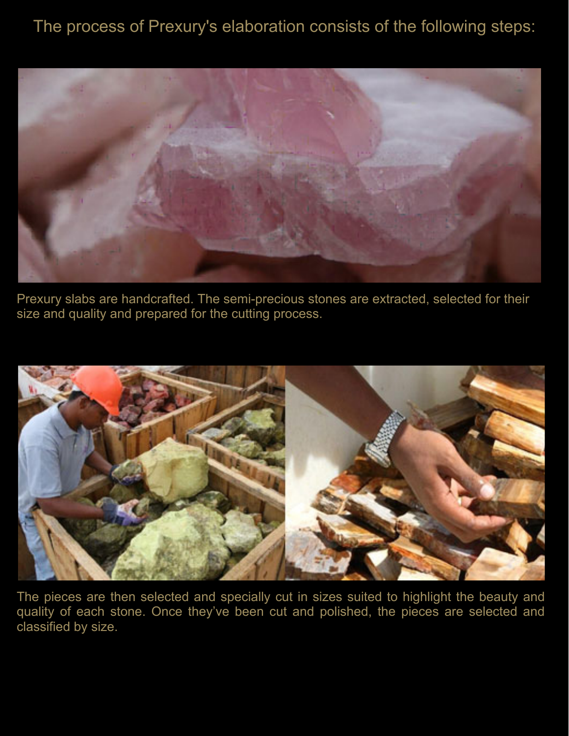# The process of Prexury's elaboration consists of the following steps:

Prexury slabs are handcrafted. The semi-precious stones are extracted, selected for their size and quality and prepared for the cutting process.

The pieces are then selected and specially cut in sizes suited to highlight the beauty and quality of each stone. Once they've been cut and polished, the pieces are selected and classified by size.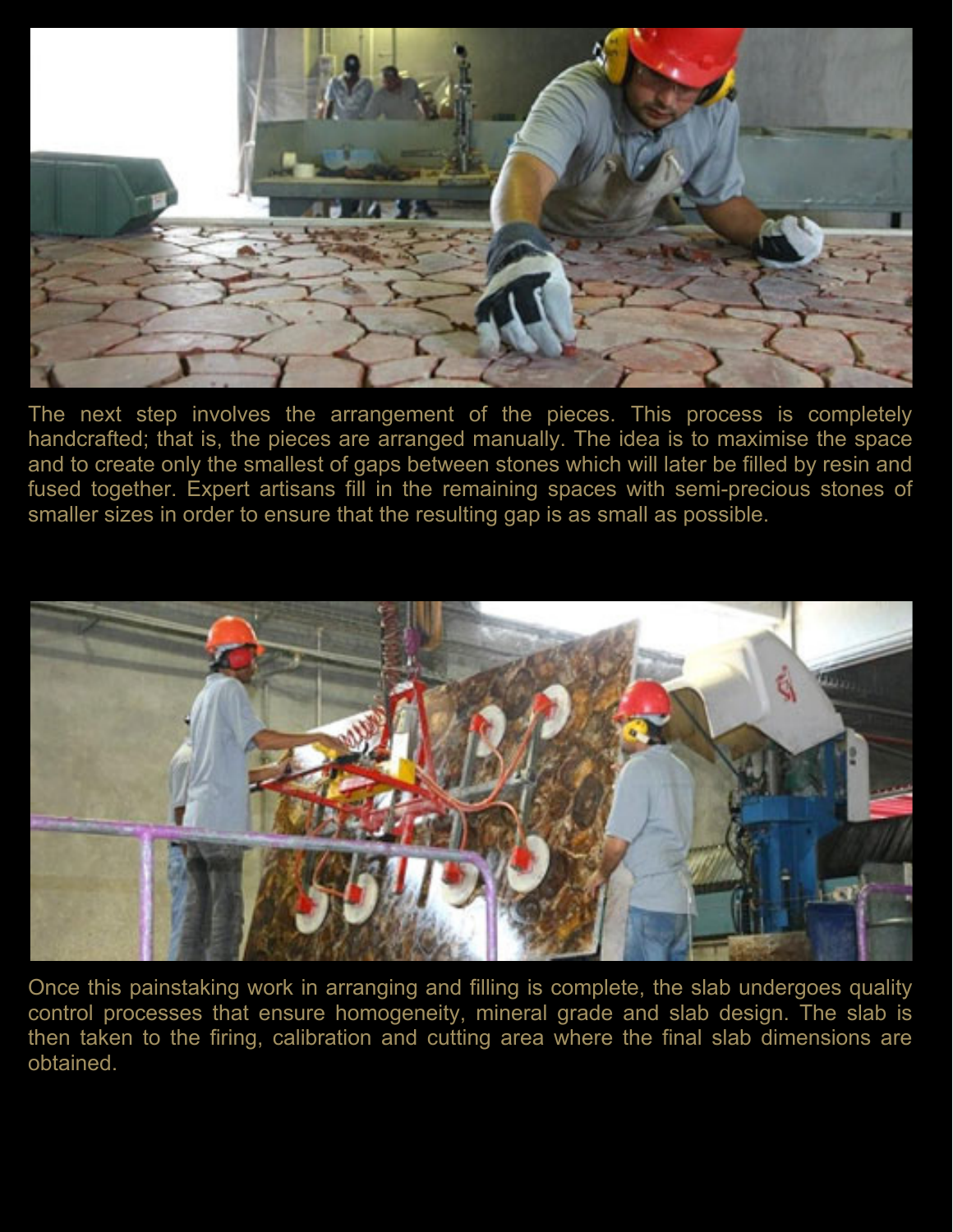The next step involves the arrangement of the pieces. This process is completely handcrafted; that is, the pieces are arranged manually. The idea is to maximise the space and to create only the smallest of gaps between stones which will later be filled by resin and fused together. Expert artisans fill in the remaining spaces with semi-precious stones of smaller sizes in order to ensure that the resulting gap is as small as possible.

Once this painstaking work in arranging and filling is complete, the slab undergoes quality control processes that ensure homogeneity, mineral grade and slab design. The slab is then taken to the firing, calibration and cutting area where the final slab dimensions are obtained.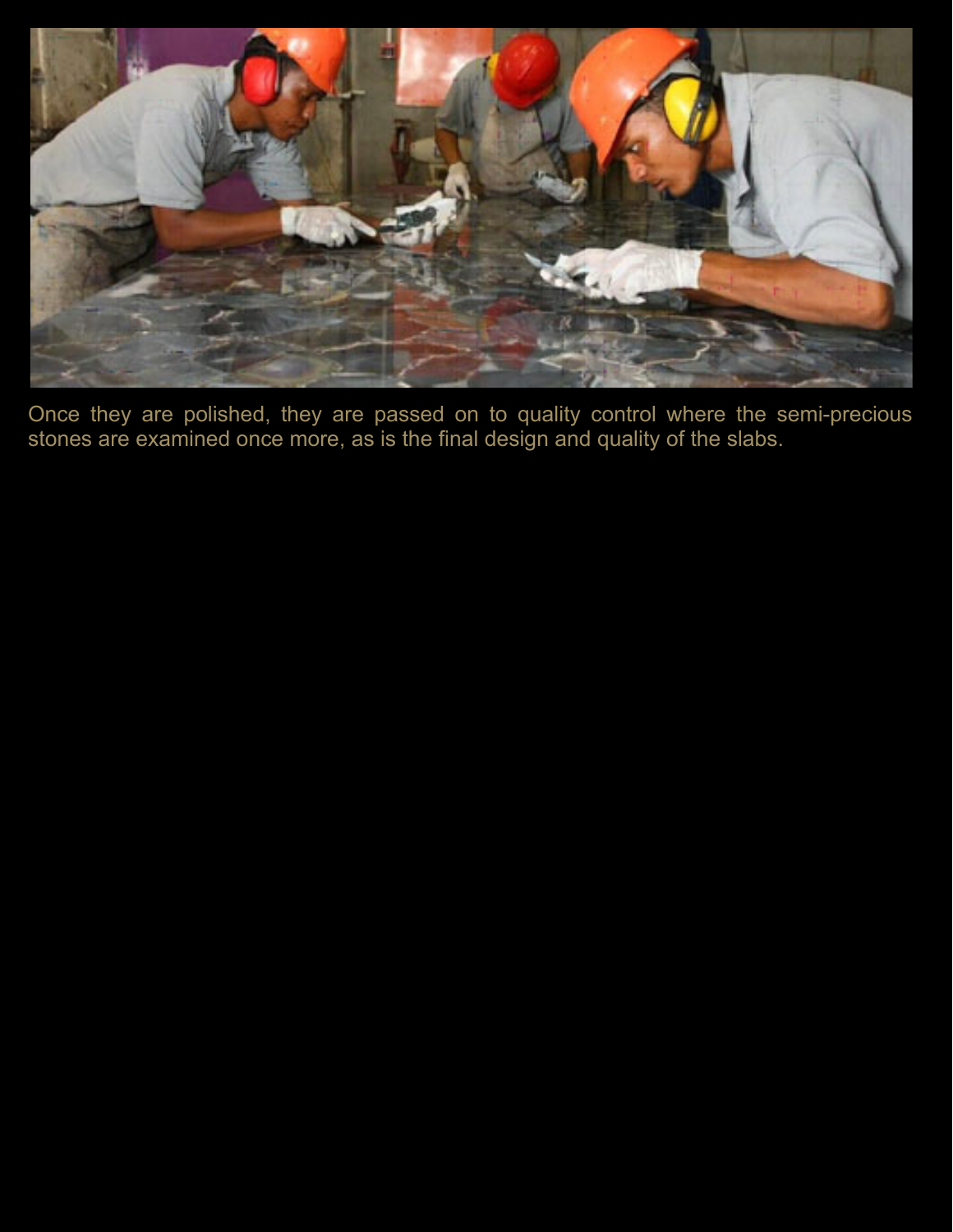Once they are polished, they are passed on to quality control where the semi-precious stones are examined once more, as is the final design and quality of the slabs.